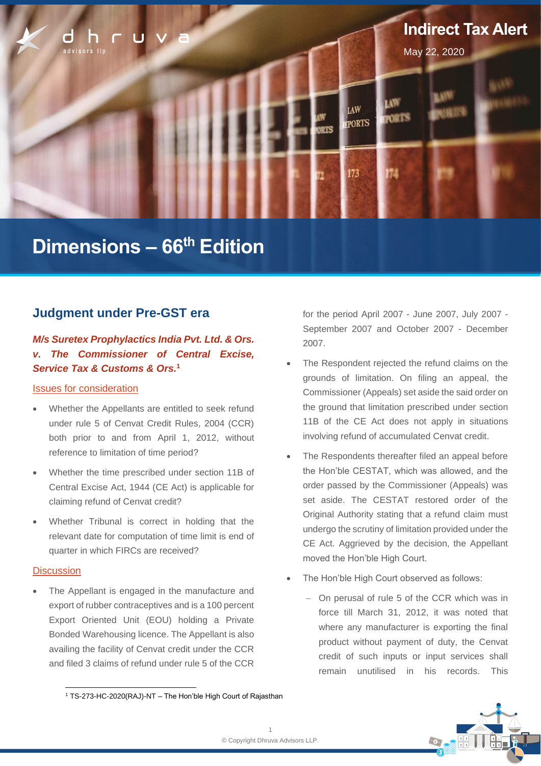Indirect Tax Alert

May 22, 2020

# Dimensions – 66th Edition

## Judgment under Pre-GST era

***M/s Suretex Prophylactics India Pvt. Ltd. & Ors. v. The Commissioner of Central Excise, Service Tax & Customs & Ors.***[1]

### Issues for consideration

- Whether the Appellants are entitled to seek refund under rule 5 of Cenvat Credit Rules, 2004 (CCR) both prior to and from April 1, 2012, without reference to limitation of time period?
- Whether the time prescribed under section 11B of Central Excise Act, 1944 (CE Act) is applicable for claiming refund of Cenvat credit?
- Whether Tribunal is correct in holding that the relevant date for computation of time limit is end of quarter in which FIRCs are received?

### Discussion

- The Appellant is engaged in the manufacture and export of rubber contraceptives and is a 100 percent Export Oriented Unit (EOU) holding a Private Bonded Warehousing licence. The Appellant is also availing the facility of Cenvat credit under the CCR and filed 3 claims of refund under rule 5 of the CCR for the period April 2007 - June 2007, July 2007 - September 2007 and October 2007 - December 2007.
- The Respondent rejected the refund claims on the grounds of limitation. On filing an appeal, the Commissioner (Appeals) set aside the said order on the ground that limitation prescribed under section 11B of the CE Act does not apply in situations involving refund of accumulated Cenvat credit.
- The Respondents thereafter filed an appeal before the Hon'ble CESTAT, which was allowed, and the order passed by the Commissioner (Appeals) was set aside. The CESTAT restored order of the Original Authority stating that a refund claim must undergo the scrutiny of limitation provided under the CE Act. Aggrieved by the decision, the Appellant moved the Hon'ble High Court.
- The Hon'ble High Court observed as follows:
  - On perusal of rule 5 of the CCR which was in force till March 31, 2012, it was noted that where any manufacturer is exporting the final product without payment of duty, the Cenvat credit of such inputs or input services shall remain unutilised in his records. This

[1] TS-273-HC-2020(RAJ)-NT – The Hon'ble High Court of Rajasthan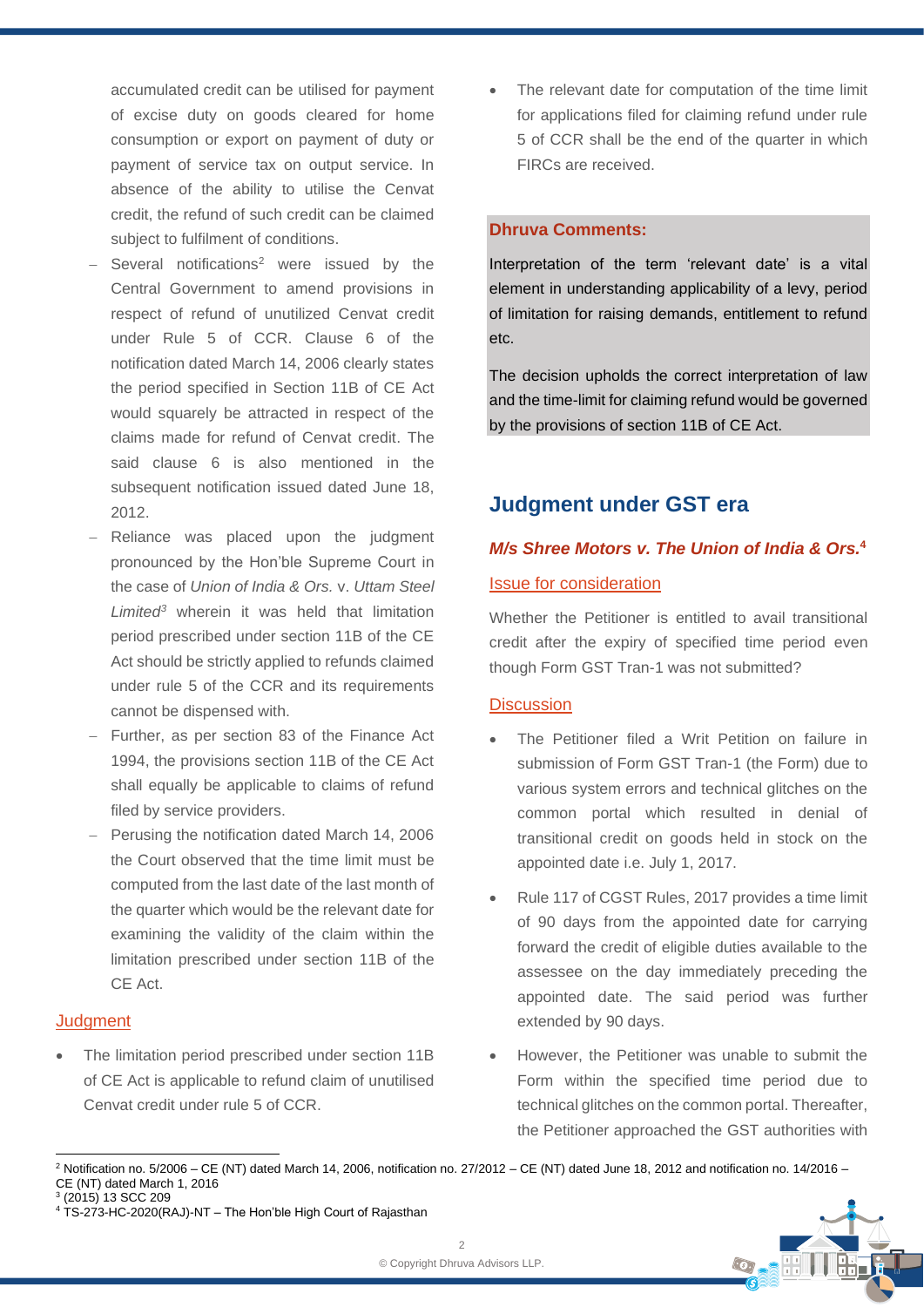accumulated credit can be utilised for payment of excise duty on goods cleared for home consumption or export on payment of duty or payment of service tax on output service. In absence of the ability to utilise the Cenvat credit, the refund of such credit can be claimed subject to fulfilment of conditions.

- Several notifications[2] were issued by the Central Government to amend provisions in respect of refund of unutilized Cenvat credit under Rule 5 of CCR. Clause 6 of the notification dated March 14, 2006 clearly states the period specified in Section 11B of CE Act would squarely be attracted in respect of the claims made for refund of Cenvat credit. The said clause 6 is also mentioned in the subsequent notification issued dated June 18, 2012.
- Reliance was placed upon the judgment pronounced by the Hon'ble Supreme Court in the case of *Union of India & Ors.* v. *Uttam Steel Limited*[3] wherein it was held that limitation period prescribed under section 11B of the CE Act should be strictly applied to refunds claimed under rule 5 of the CCR and its requirements cannot be dispensed with.
- Further, as per section 83 of the Finance Act 1994, the provisions section 11B of the CE Act shall equally be applicable to claims of refund filed by service providers.
- Perusing the notification dated March 14, 2006 the Court observed that the time limit must be computed from the last date of the last month of the quarter which would be the relevant date for examining the validity of the claim within the limitation prescribed under section 11B of the CE Act.

Judgment

- The limitation period prescribed under section 11B of CE Act is applicable to refund claim of unutilised Cenvat credit under rule 5 of CCR.
- The relevant date for computation of the time limit for applications filed for claiming refund under rule 5 of CCR shall be the end of the quarter in which FIRCs are received.

**Dhruva Comments:**

Interpretation of the term 'relevant date' is a vital element in understanding applicability of a levy, period of limitation for raising demands, entitlement to refund etc.

The decision upholds the correct interpretation of law and the time-limit for claiming refund would be governed by the provisions of section 11B of CE Act.

## Judgment under GST era

### *M/s Shree Motors v. The Union of India & Ors.*[4]

Issue for consideration

Whether the Petitioner is entitled to avail transitional credit after the expiry of specified time period even though Form GST Tran-1 was not submitted?

Discussion

- The Petitioner filed a Writ Petition on failure in submission of Form GST Tran-1 (the Form) due to various system errors and technical glitches on the common portal which resulted in denial of transitional credit on goods held in stock on the appointed date i.e. July 1, 2017.
- Rule 117 of CGST Rules, 2017 provides a time limit of 90 days from the appointed date for carrying forward the credit of eligible duties available to the assessee on the day immediately preceding the appointed date. The said period was further extended by 90 days.
- However, the Petitioner was unable to submit the Form within the specified time period due to technical glitches on the common portal. Thereafter, the Petitioner approached the GST authorities with

---

[2] Notification no. 5/2006 – CE (NT) dated March 14, 2006, notification no. 27/2012 – CE (NT) dated June 18, 2012 and notification no. 14/2016 – CE (NT) dated March 1, 2016

[3] (2015) 13 SCC 209

[4] TS-273-HC-2020(RAJ)-NT – The Hon'ble High Court of Rajasthan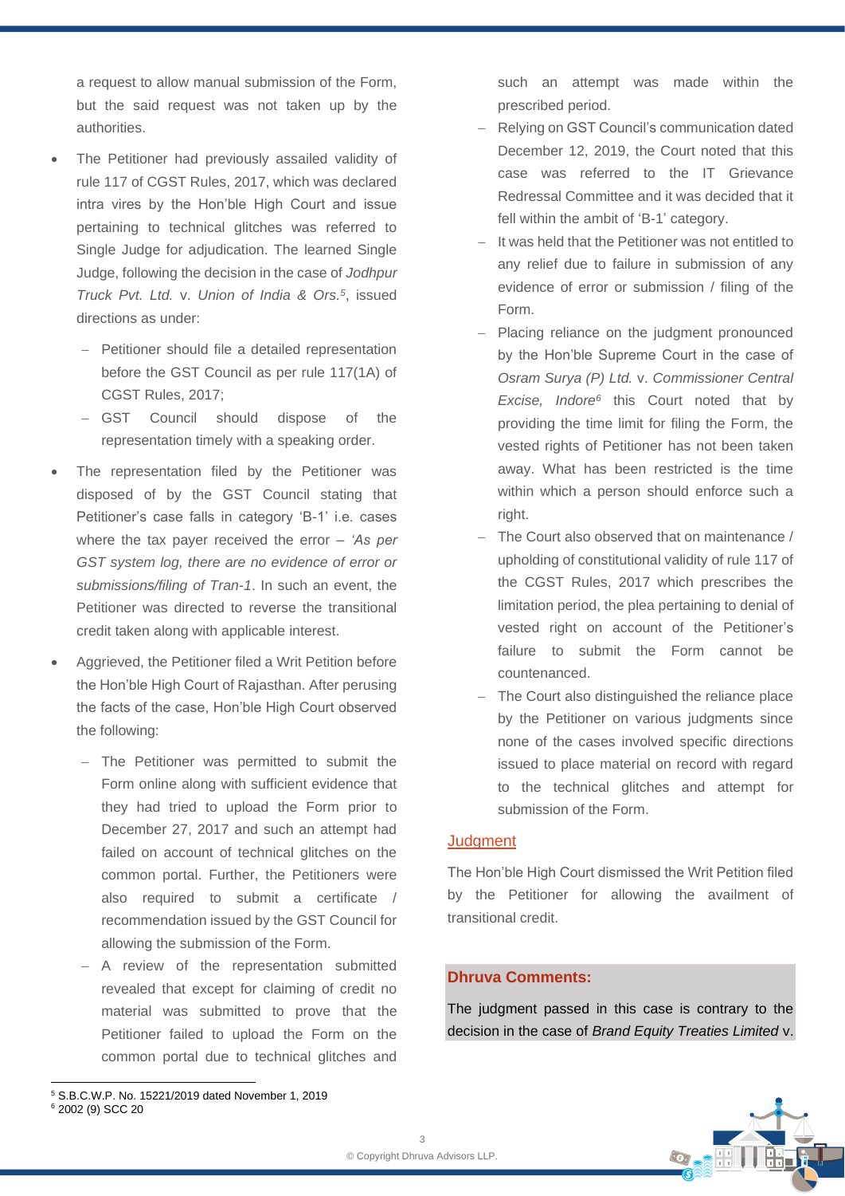a request to allow manual submission of the Form, but the said request was not taken up by the authorities.

- The Petitioner had previously assailed validity of rule 117 of CGST Rules, 2017, which was declared intra vires by the Hon'ble High Court and issue pertaining to technical glitches was referred to Single Judge for adjudication. The learned Single Judge, following the decision in the case of *Jodhpur Truck Pvt. Ltd.* v. *Union of India & Ors.*[5], issued directions as under:
  - Petitioner should file a detailed representation before the GST Council as per rule 117(1A) of CGST Rules, 2017;
  - GST Council should dispose of the representation timely with a speaking order.
- The representation filed by the Petitioner was disposed of by the GST Council stating that Petitioner's case falls in category 'B-1' i.e. cases where the tax payer received the error – *'As per GST system log, there are no evidence of error or submissions/filing of Tran-1*. In such an event, the Petitioner was directed to reverse the transitional credit taken along with applicable interest.
- Aggrieved, the Petitioner filed a Writ Petition before the Hon'ble High Court of Rajasthan. After perusing the facts of the case, Hon'ble High Court observed the following:
  - The Petitioner was permitted to submit the Form online along with sufficient evidence that they had tried to upload the Form prior to December 27, 2017 and such an attempt had failed on account of technical glitches on the common portal. Further, the Petitioners were also required to submit a certificate / recommendation issued by the GST Council for allowing the submission of the Form.
  - A review of the representation submitted revealed that except for claiming of credit no material was submitted to prove that the Petitioner failed to upload the Form on the common portal due to technical glitches and such an attempt was made within the prescribed period.
  - Relying on GST Council's communication dated December 12, 2019, the Court noted that this case was referred to the IT Grievance Redressal Committee and it was decided that it fell within the ambit of 'B-1' category.
  - It was held that the Petitioner was not entitled to any relief due to failure in submission of any evidence of error or submission / filing of the Form.
  - Placing reliance on the judgment pronounced by the Hon'ble Supreme Court in the case of *Osram Surya (P) Ltd.* v. *Commissioner Central Excise, Indore*[6] this Court noted that by providing the time limit for filing the Form, the vested rights of Petitioner has not been taken away. What has been restricted is the time within which a person should enforce such a right.
  - The Court also observed that on maintenance / upholding of constitutional validity of rule 117 of the CGST Rules, 2017 which prescribes the limitation period, the plea pertaining to denial of vested right on account of the Petitioner's failure to submit the Form cannot be countenanced.
  - The Court also distinguished the reliance place by the Petitioner on various judgments since none of the cases involved specific directions issued to place material on record with regard to the technical glitches and attempt for submission of the Form.

## Judgment

The Hon'ble High Court dismissed the Writ Petition filed by the Petitioner for allowing the availment of transitional credit.

### Dhruva Comments:

The judgment passed in this case is contrary to the decision in the case of *Brand Equity Treaties Limited* v.

---

[5] S.B.C.W.P. No. 15221/2019 dated November 1, 2019
[6] 2002 (9) SCC 20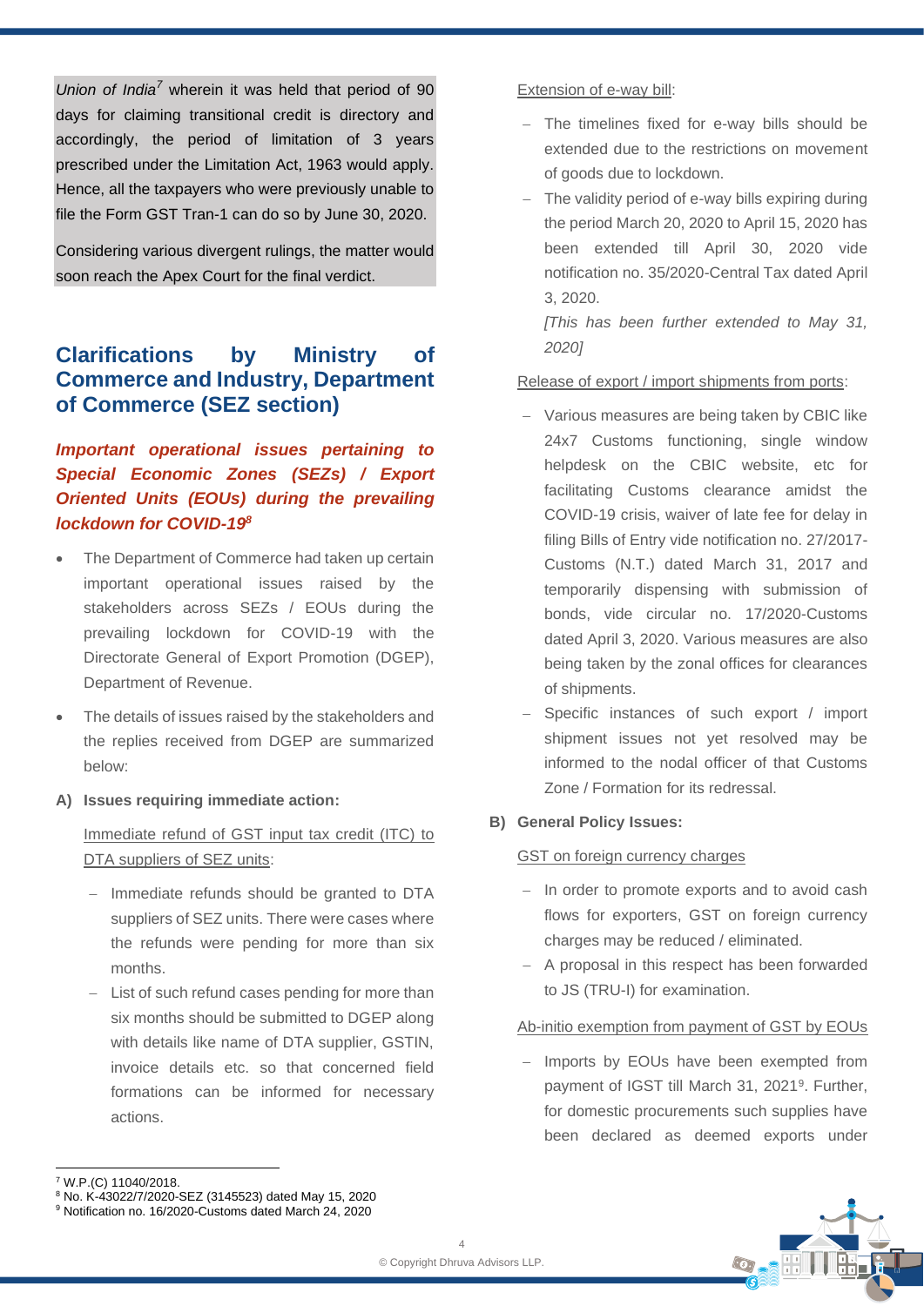*Union of India*[7] wherein it was held that period of 90 days for claiming transitional credit is directory and accordingly, the period of limitation of 3 years prescribed under the Limitation Act, 1963 would apply. Hence, all the taxpayers who were previously unable to file the Form GST Tran-1 can do so by June 30, 2020.

Considering various divergent rulings, the matter would soon reach the Apex Court for the final verdict.

## Clarifications by Ministry of Commerce and Industry, Department of Commerce (SEZ section)

### *Important operational issues pertaining to Special Economic Zones (SEZs) / Export Oriented Units (EOUs) during the prevailing lockdown for COVID-19*[8]

- The Department of Commerce had taken up certain important operational issues raised by the stakeholders across SEZs / EOUs during the prevailing lockdown for COVID-19 with the Directorate General of Export Promotion (DGEP), Department of Revenue.
- The details of issues raised by the stakeholders and the replies received from DGEP are summarized below:

**A) Issues requiring immediate action:**

Immediate refund of GST input tax credit (ITC) to DTA suppliers of SEZ units:

- Immediate refunds should be granted to DTA suppliers of SEZ units. There were cases where the refunds were pending for more than six months.
- List of such refund cases pending for more than six months should be submitted to DGEP along with details like name of DTA supplier, GSTIN, invoice details etc. so that concerned field formations can be informed for necessary actions.

Extension of e-way bill:

- The timelines fixed for e-way bills should be extended due to the restrictions on movement of goods due to lockdown.
- The validity period of e-way bills expiring during the period March 20, 2020 to April 15, 2020 has been extended till April 30, 2020 vide notification no. 35/2020-Central Tax dated April 3, 2020.
  *[This has been further extended to May 31, 2020]*

Release of export / import shipments from ports:

- Various measures are being taken by CBIC like 24x7 Customs functioning, single window helpdesk on the CBIC website, etc. for facilitating Customs clearance amidst the COVID-19 crisis, waiver of late fee for delay in filing Bills of Entry vide notification no. 27/2017-Customs (N.T.) dated March 31, 2017 and temporarily dispensing with submission of bonds, vide circular no. 17/2020-Customs dated April 3, 2020. Various measures are also being taken by the zonal offices for clearances of shipments.
- Specific instances of such export / import shipment issues not yet resolved may be informed to the nodal officer of that Customs Zone / Formation for its redressal.

**B) General Policy Issues:**

GST on foreign currency charges

- In order to promote exports and to avoid cash flows for exporters, GST on foreign currency charges may be reduced / eliminated.
- A proposal in this respect has been forwarded to JS (TRU-I) for examination.

Ab-initio exemption from payment of GST by EOUs

- Imports by EOUs have been exempted from payment of IGST till March 31, 2021[9]. Further, for domestic procurements such supplies have been declared as deemed exports under

---

[7] W.P.(C) 11040/2018.

[8] No. K-43022/7/2020-SEZ (3145523) dated May 15, 2020

[9] Notification no. 16/2020-Customs dated March 24, 2020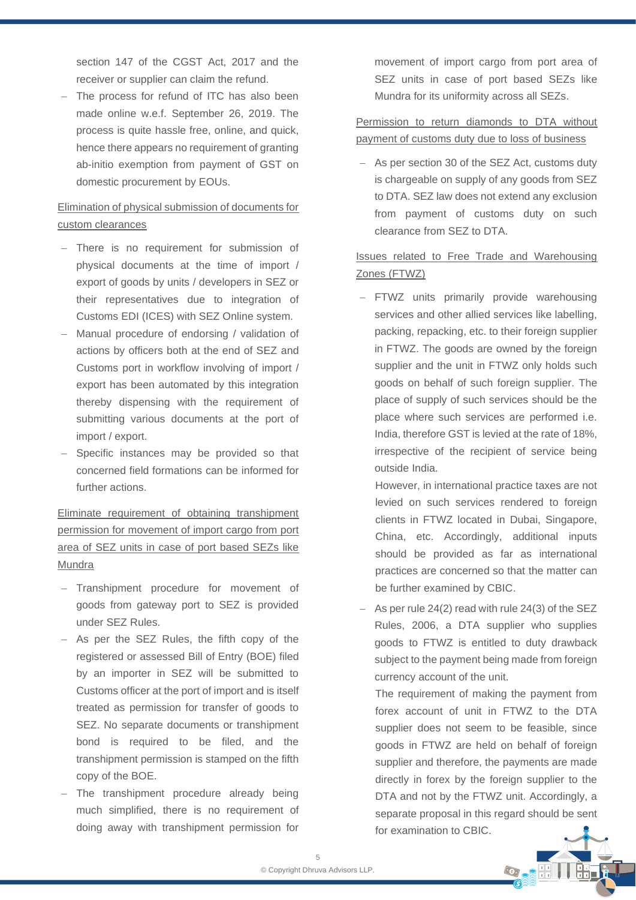section 147 of the CGST Act, 2017 and the receiver or supplier can claim the refund.

- The process for refund of ITC has also been made online w.e.f. September 26, 2019. The process is quite hassle free, online, and quick, hence there appears no requirement of granting ab-initio exemption from payment of GST on domestic procurement by EOUs.

Elimination of physical submission of documents for custom clearances

- There is no requirement for submission of physical documents at the time of import / export of goods by units / developers in SEZ or their representatives due to integration of Customs EDI (ICES) with SEZ Online system.
- Manual procedure of endorsing / validation of actions by officers both at the end of SEZ and Customs port in workflow involving of import / export has been automated by this integration thereby dispensing with the requirement of submitting various documents at the port of import / export.
- Specific instances may be provided so that concerned field formations can be informed for further actions.

Eliminate requirement of obtaining transhipment permission for movement of import cargo from port area of SEZ units in case of port based SEZs like Mundra

- Transhipment procedure for movement of goods from gateway port to SEZ is provided under SEZ Rules.
- As per the SEZ Rules, the fifth copy of the registered or assessed Bill of Entry (BOE) filed by an importer in SEZ will be submitted to Customs officer at the port of import and is itself treated as permission for transfer of goods to SEZ. No separate documents or transhipment bond is required to be filed, and the transhipment permission is stamped on the fifth copy of the BOE.
- The transhipment procedure already being much simplified, there is no requirement of doing away with transhipment permission for movement of import cargo from port area of SEZ units in case of port based SEZs like Mundra for its uniformity across all SEZs.

Permission to return diamonds to DTA without payment of customs duty due to loss of business

- As per section 30 of the SEZ Act, customs duty is chargeable on supply of any goods from SEZ to DTA. SEZ law does not extend any exclusion from payment of customs duty on such clearance from SEZ to DTA.

Issues related to Free Trade and Warehousing Zones (FTWZ)

- FTWZ units primarily provide warehousing services and other allied services like labelling, packing, repacking, etc. to their foreign supplier in FTWZ. The goods are owned by the foreign supplier and the unit in FTWZ only holds such goods on behalf of such foreign supplier. The place of supply of such services should be the place where such services are performed i.e. India, therefore GST is levied at the rate of 18%, irrespective of the recipient of service being outside India.

  However, in international practice taxes are not levied on such services rendered to foreign clients in FTWZ located in Dubai, Singapore, China, etc. Accordingly, additional inputs should be provided as far as international practices are concerned so that the matter can be further examined by CBIC.

- As per rule 24(2) read with rule 24(3) of the SEZ Rules, 2006, a DTA supplier who supplies goods to FTWZ is entitled to duty drawback subject to the payment being made from foreign currency account of the unit.

  The requirement of making the payment from forex account of unit in FTWZ to the DTA supplier does not seem to be feasible, since goods in FTWZ are held on behalf of foreign supplier and therefore, the payments are made directly in forex by the foreign supplier to the DTA and not by the FTWZ unit. Accordingly, a separate proposal in this regard should be sent for examination to CBIC.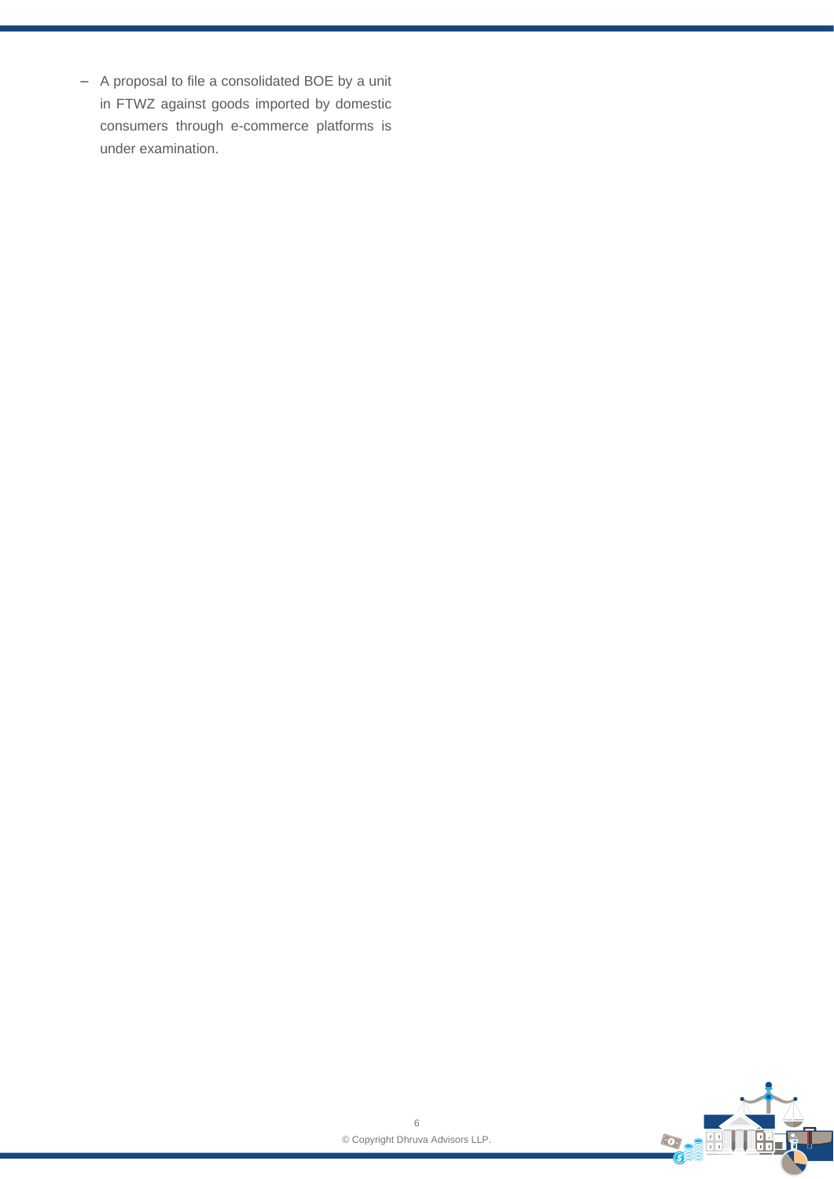- A proposal to file a consolidated BOE by a unit in FTWZ against goods imported by domestic consumers through e-commerce platforms is under examination.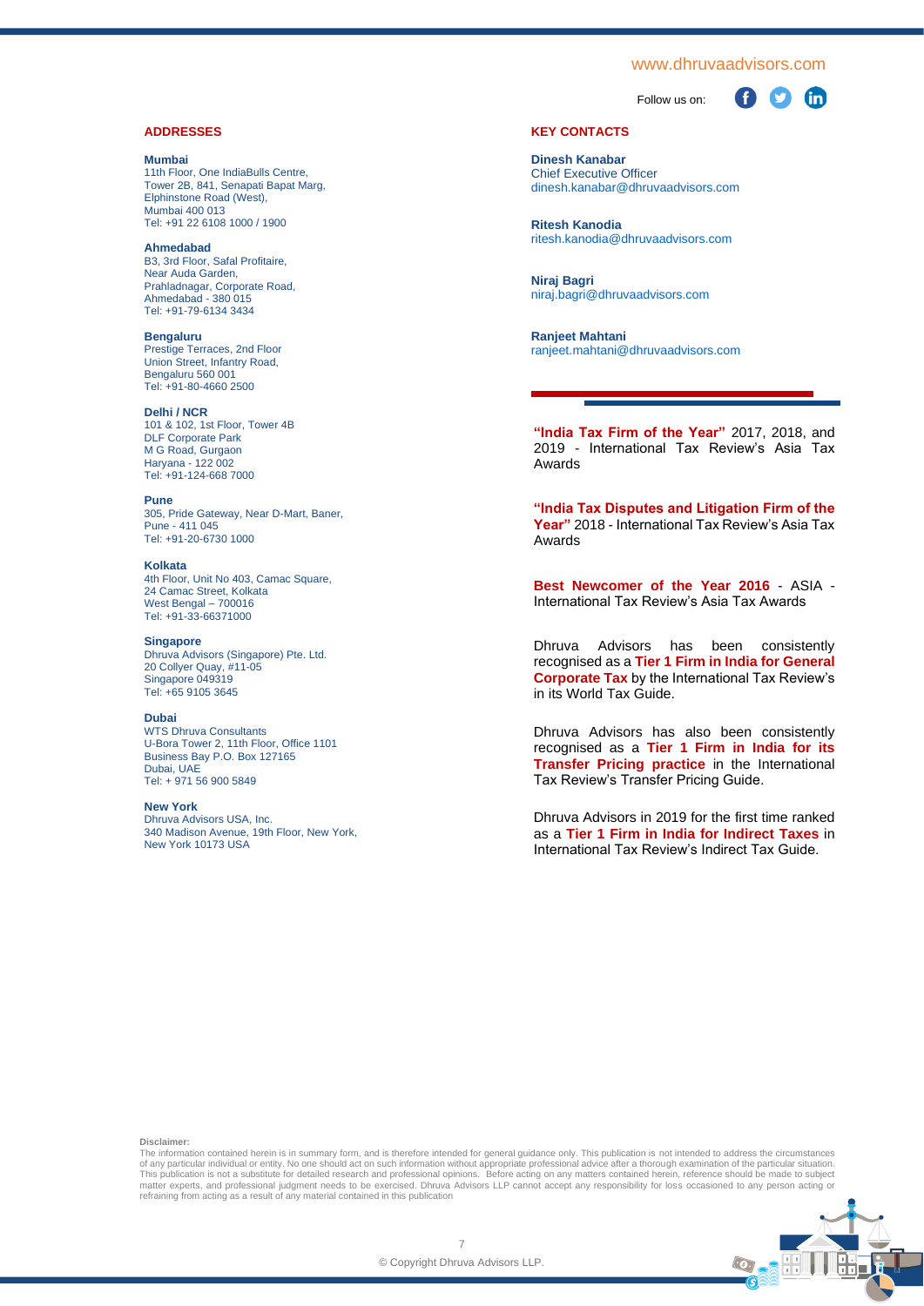www.dhruvaadvisors.com

Follow us on:

## ADDRESSES

**Mumbai**
11th Floor, One IndiaBulls Centre,
Tower 2B, 841, Senapati Bapat Marg,
Elphinstone Road (West),
Mumbai 400 013
Tel: +91 22 6108 1000 / 1900

**Ahmedabad**
B3, 3rd Floor, Safal Profitaire,
Near Auda Garden,
Prahladnagar, Corporate Road,
Ahmedabad - 380 015
Tel: +91-79-6134 3434

**Bengaluru**
Prestige Terraces, 2nd Floor
Union Street, Infantry Road,
Bengaluru 560 001
Tel: +91-80-4660 2500

**Delhi / NCR**
101 & 102, 1st Floor, Tower 4B
DLF Corporate Park
M G Road, Gurgaon
Haryana - 122 002
Tel: +91-124-668 7000

**Pune**
305, Pride Gateway, Near D-Mart, Baner,
Pune - 411 045
Tel: +91-20-6730 1000

**Kolkata**
4th Floor, Unit No 403, Camac Square,
24 Camac Street, Kolkata
West Bengal – 700016
Tel: +91-33-66371000

**Singapore**
Dhruva Advisors (Singapore) Pte. Ltd.
20 Collyer Quay, #11-05
Singapore 049319
Tel: +65 9105 3645

**Dubai**
WTS Dhruva Consultants
U-Bora Tower 2, 11th Floor, Office 1101
Business Bay P.O. Box 127165
Dubai, UAE
Tel: + 971 56 900 5849

**New York**
Dhruva Advisors USA, Inc.
340 Madison Avenue, 19th Floor, New York,
New York 10173 USA

## KEY CONTACTS

**Dinesh Kanabar**
Chief Executive Officer
dinesh.kanabar@dhruvaadvisors.com

**Ritesh Kanodia**
ritesh.kanodia@dhruvaadvisors.com

**Niraj Bagri**
niraj.bagri@dhruvaadvisors.com

**Ranjeet Mahtani**
ranjeet.mahtani@dhruvaadvisors.com

**"India Tax Firm of the Year"** 2017, 2018, and 2019 - International Tax Review's Asia Tax Awards

**"India Tax Disputes and Litigation Firm of the Year"** 2018 - International Tax Review's Asia Tax Awards

**Best Newcomer of the Year 2016** - ASIA - International Tax Review's Asia Tax Awards

Dhruva Advisors has been consistently recognised as a **Tier 1 Firm in India for General Corporate Tax** by the International Tax Review's in its World Tax Guide.

Dhruva Advisors has also been consistently recognised as a **Tier 1 Firm in India for its Transfer Pricing practice** in the International Tax Review's Transfer Pricing Guide.

Dhruva Advisors in 2019 for the first time ranked as a **Tier 1 Firm in India for Indirect Taxes** in International Tax Review's Indirect Tax Guide.

**Disclaimer:**
The information contained herein is in summary form, and is therefore intended for general guidance only. This publication is not intended to address the circumstances of any particular individual or entity. No one should act on such information without appropriate professional advice after a thorough examination of the particular situation. This publication is not a substitute for detailed research and professional opinions. Before acting on any matters contained herein, reference should be made to subject matter experts, and professional judgment needs to be exercised. Dhruva Advisors LLP cannot accept any responsibility for loss occasioned to any person acting or refraining from acting as a result of any material contained in this publication

© Copyright Dhruva Advisors LLP.